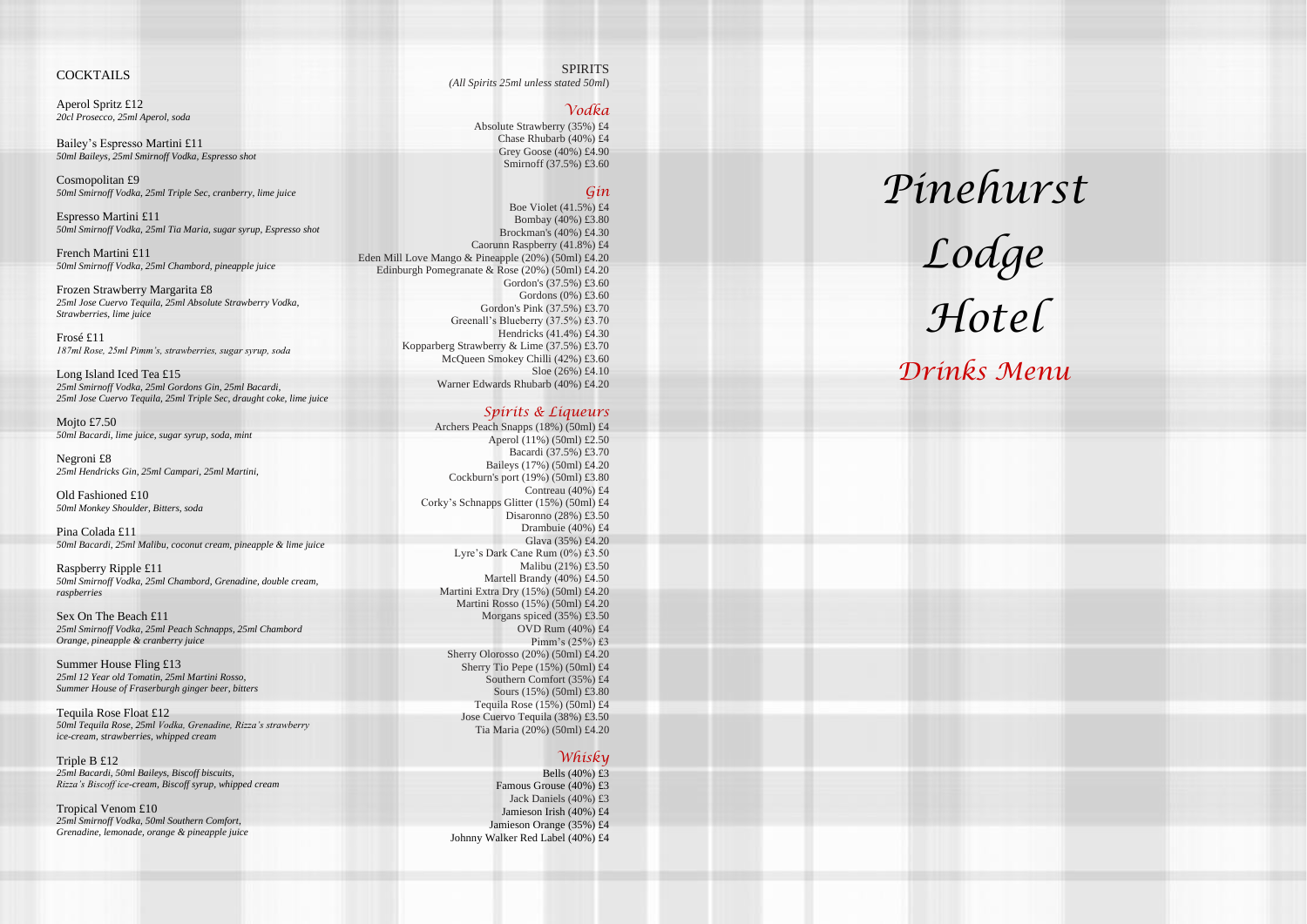# Pinehurst Lodge Hotel

## Drinks Menu

## COCKTAILS

Aperol Spritz £12
*20cl Prosecco, 25ml Aperol, soda*

Bailey's Espresso Martini £11
*50ml Baileys, 25ml Smirnoff Vodka, Espresso shot*

Cosmopolitan £9
*50ml Smirnoff Vodka, 25ml Triple Sec, cranberry, lime juice*

Espresso Martini £11
*50ml Smirnoff Vodka, 25ml Tia Maria, sugar syrup, Espresso shot*

French Martini £11
*50ml Smirnoff Vodka, 25ml Chambord, pineapple juice*

Frozen Strawberry Margarita £8
*25ml Jose Cuervo Tequila, 25ml Absolute Strawberry Vodka, Strawberries, lime juice*

Frosé £11
*187ml Rose, 25ml Pimm's, strawberries, sugar syrup, soda*

Long Island Iced Tea £15
*25ml Smirnoff Vodka, 25ml Gordons Gin, 25ml Bacardi, 25ml Jose Cuervo Tequila, 25ml Triple Sec, draught coke, lime juice*

Mojto £7.50
*50ml Bacardi, lime juice, sugar syrup, soda, mint*

Negroni £8
*25ml Hendricks Gin, 25ml Campari, 25ml Martini,*

Old Fashioned £10
*50ml Monkey Shoulder, Bitters, soda*

Pina Colada £11
*50ml Bacardi, 25ml Malibu, coconut cream, pineapple & lime juice*

Raspberry Ripple £11
*50ml Smirnoff Vodka, 25ml Chambord, Grenadine, double cream, raspberries*

Sex On The Beach £11
*25ml Smirnoff Vodka, 25ml Peach Schnapps, 25ml Chambord Orange, pineapple & cranberry juice*

Summer House Fling £13
*25ml 12 Year old Tomatin, 25ml Martini Rosso, Summer House of Fraserburgh ginger beer, bitters*

Tequila Rose Float £12
*50ml Tequila Rose, 25ml Vodka, Grenadine, Rizza's strawberry ice-cream, strawberries, whipped cream*

Triple B £12
*25ml Bacardi, 50ml Baileys, Biscoff biscuits, Rizza's Biscoff ice-cream, Biscoff syrup, whipped cream*

Tropical Venom £10
*25ml Smirnoff Vodka, 50ml Southern Comfort, Grenadine, lemonade, orange & pineapple juice*

## SPIRITS

*(All Spirits 25ml unless stated 50ml)*

### *Vodka*

Absolute Strawberry (35%) £4
Chase Rhubarb (40%) £4
Grey Goose (40%) £4.90
Smirnoff (37.5%) £3.60

### *Gin*

Boe Violet (41.5%) £4
Bombay (40%) £3.80
Brockman's (40%) £4.30
Caorunn Raspberry (41.8%) £4
Eden Mill Love Mango & Pineapple (20%) (50ml) £4.20
Edinburgh Pomegranate & Rose (20%) (50ml) £4.20
Gordon's (37.5%) £3.60
Gordons (0%) £3.60
Gordon's Pink (37.5%) £3.70
Greenall's Blueberry (37.5%) £3.70
Hendricks (41.4%) £4.30
Kopparberg Strawberry & Lime (37.5%) £3.70
McQueen Smokey Chilli (42%) £3.60
Sloe (26%) £4.10
Warner Edwards Rhubarb (40%) £4.20

### *Spirits & Liqueurs*

Archers Peach Snapps (18%) (50ml) £4
Aperol (11%) (50ml) £2.50
Bacardi (37.5%) £3.70
Baileys (17%) (50ml) £4.20
Cockburn's port (19%) (50ml) £3.80
Contreau (40%) £4
Corky's Schnapps Glitter (15%) (50ml) £4
Disaronno (28%) £3.50
Drambuie (40%) £4
Glava (35%) £4.20
Lyre's Dark Cane Rum (0%) £3.50
Malibu (21%) £3.50
Martell Brandy (40%) £4.50
Martini Extra Dry (15%) (50ml) £4.20
Martini Rosso (15%) (50ml) £4.20
Morgans spiced (35%) £3.50
OVD Rum (40%) £4
Pimm's (25%) £3
Sherry Olorosso (20%) (50ml) £4.20
Sherry Tio Pepe (15%) (50ml) £4
Southern Comfort (35%) £4
Sours (15%) (50ml) £3.80
Tequila Rose (15%) (50ml) £4
Jose Cuervo Tequila (38%) £3.50
Tia Maria (20%) (50ml) £4.20

### *Whisky*

Bells (40%) £3
Famous Grouse (40%) £3
Jack Daniels (40%) £3
Jamieson Irish (40%) £4
Jamieson Orange (35%) £4
Johnny Walker Red Label (40%) £4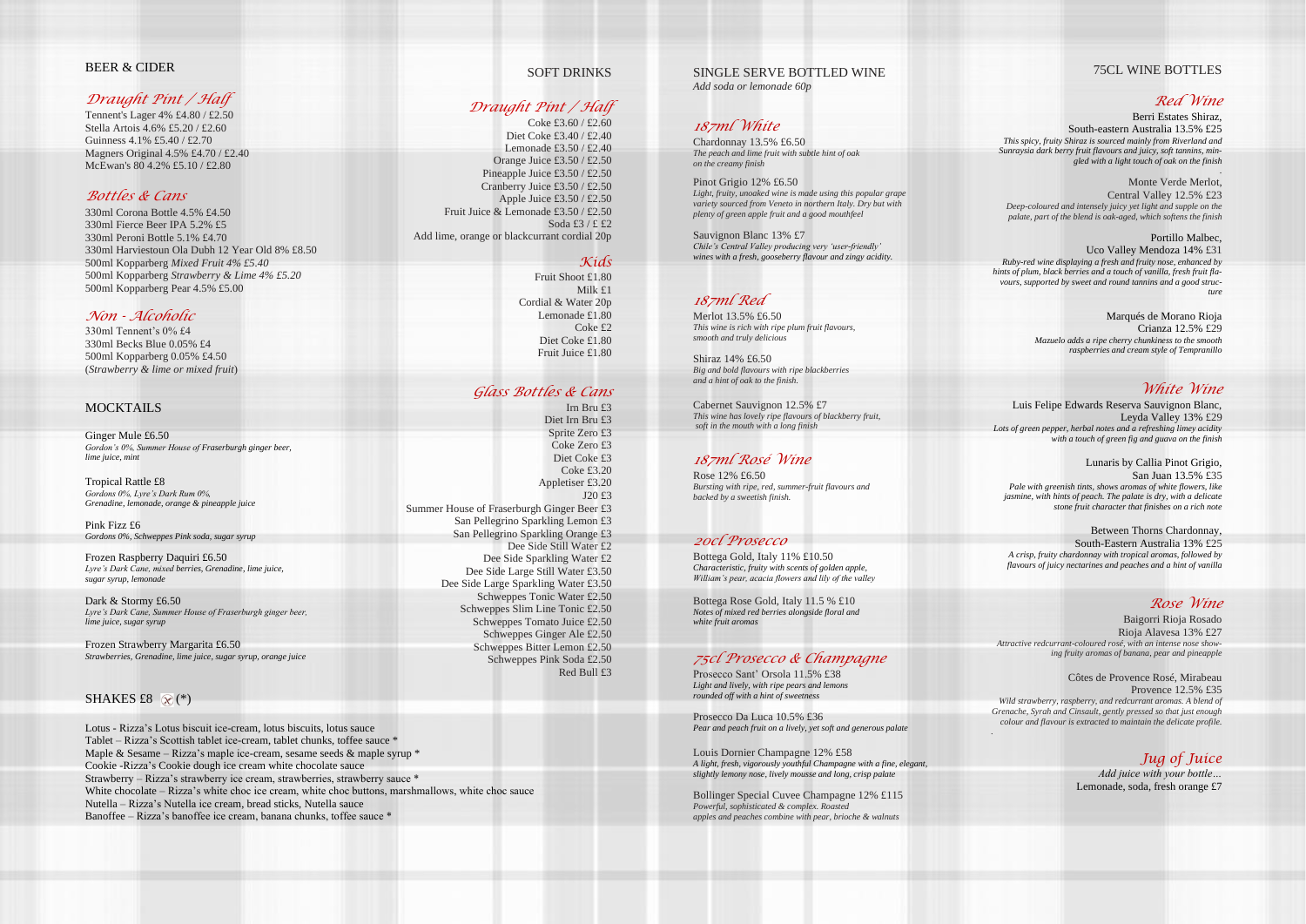## BEER & CIDER

### *Draught Pint / Half*

Tennent's Lager 4% £4.80 / £2.50
Stella Artois 4.6% £5.20 / £2.60
Guinness 4.1% £5.40 / £2.70
Magners Original 4.5% £4.70 / £2.40
McEwan's 80 4.2% £5.10 / £2.80

### *Bottles & Cans*

330ml Corona Bottle 4.5% £4.50
330ml Fierce Beer IPA 5.2% £5
330ml Peroni Bottle 5.1% £4.70
330ml Harviestoun Ola Dubh 12 Year Old 8% £8.50
500ml Kopparberg *Mixed Fruit 4% £5.40*
500ml Kopparberg *Strawberry & Lime 4% £5.20*
500ml Kopparberg Pear 4.5% £5.00

### *Non - Alcoholic*

330ml Tennent's 0% £4
330ml Becks Blue 0.05% £4
500ml Kopparberg 0.05% £4.50
(*Strawberry & lime or mixed fruit*)

## MOCKTAILS

Ginger Mule £6.50
*Gordon's 0%, Summer House of Fraserburgh ginger beer, lime juice, mint*

Tropical Rattle £8
*Gordons 0%, Lyre's Dark Rum 0%, Grenadine, lemonade, orange & pineapple juice*

Pink Fizz £6
*Gordons 0%, Schweppes Pink soda, sugar syrup*

Frozen Raspberry Daquiri £6.50
*Lyre's Dark Cane, mixed berries, Grenadine, lime juice, sugar syrup, lemonade*

Dark & Stormy £6.50
*Lyre's Dark Cane, Summer House of Fraserburgh ginger beer, lime juice, sugar syrup*

Frozen Strawberry Margarita £6.50
*Strawberries, Grenadine, lime juice, sugar syrup, orange juice*

## SHAKES £8 (*)

Lotus - Rizza's Lotus biscuit ice-cream, lotus biscuits, lotus sauce
Tablet – Rizza's Scottish tablet ice-cream, tablet chunks, toffee sauce *
Maple & Sesame – Rizza's maple ice-cream, sesame seeds & maple syrup *
Cookie -Rizza's Cookie dough ice cream white chocolate sauce
Strawberry – Rizza's strawberry ice cream, strawberries, strawberry sauce *
White chocolate – Rizza's white choc ice cream, white choc buttons, marshmallows, white choc sauce
Nutella – Rizza's Nutella ice cream, bread sticks, Nutella sauce
Banoffee – Rizza's banoffee ice cream, banana chunks, toffee sauce *

## SOFT DRINKS

### *Draught Pint / Half*

Coke £3.60 / £2.60
Diet Coke £3.40 / £2.40
Lemonade £3.50 / £2.40
Orange Juice £3.50 / £2.50
Pineapple Juice £3.50 / £2.50
Cranberry Juice £3.50 / £2.50
Apple Juice £3.50 / £2.50
Fruit Juice & Lemonade £3.50 / £2.50
Soda £3 / £ £2
Add lime, orange or blackcurrant cordial 20p

### *Kids*

Fruit Shoot £1.80
Milk £1
Cordial & Water 20p
Lemonade £1.80
Coke £2
Diet Coke £1.80
Fruit Juice £1.80

### *Glass Bottles & Cans*

Irn Bru £3
Diet Irn Bru £3
Sprite Zero £3
Coke Zero £3
Diet Coke £3
Coke £3.20
Appletiser £3.20
J20 £3
Summer House of Fraserburgh Ginger Beer £3
San Pellegrino Sparkling Lemon £3
San Pellegrino Sparkling Orange £3
Dee Side Still Water £2
Dee Side Sparkling Water £2
Dee Side Large Still Water £3.50
Dee Side Large Sparkling Water £3.50
Schweppes Tonic Water £2.50
Schweppes Slim Line Tonic £2.50
Schweppes Tomato Juice £2.50
Schweppes Ginger Ale £2.50
Schweppes Bitter Lemon £2.50
Schweppes Pink Soda £2.50
Red Bull £3

## SINGLE SERVE BOTTLED WINE

*Add soda or lemonade 60p*

### *187ml White*

Chardonnay 13.5% £6.50
*The peach and lime fruit with subtle hint of oak on the creamy finish*

Pinot Grigio 12% £6.50
*Light, fruity, unoaked wine is made using this popular grape variety sourced from Veneto in northern Italy. Dry but with plenty of green apple fruit and a good mouthfeel*

Sauvignon Blanc 13% £7
*Chile's Central Valley producing very 'user-friendly' wines with a fresh, gooseberry flavour and zingy acidity.*

### *187ml Red*

Merlot 13.5% £6.50
*This wine is rich with ripe plum fruit flavours, smooth and truly delicious*

Shiraz 14% £6.50
*Big and bold flavours with ripe blackberries and a hint of oak to the finish.*

Cabernet Sauvignon 12.5% £7
*This wine has lovely ripe flavours of blackberry fruit, soft in the mouth with a long finish*

### *187ml Rosé Wine*

Rose 12% £6.50
*Bursting with ripe, red, summer-fruit flavours and backed by a sweetish finish.*

### *20cl Prosecco*

Bottega Gold, Italy 11% £10.50
*Characteristic, fruity with scents of golden apple, William's pear, acacia flowers and lily of the valley*

Bottega Rose Gold, Italy 11.5 % £10
*Notes of mixed red berries alongside floral and white fruit aromas*

### *75cl Prosecco & Champagne*

Prosecco Sant' Orsola 11.5% £38
*Light and lively, with ripe pears and lemons rounded off with a hint of sweetness*

Prosecco Da Luca 10.5% £36
*Pear and peach fruit on a lively, yet soft and generous palate*

Louis Dornier Champagne 12% £58
*A light, fresh, vigorously youthful Champagne with a fine, elegant, slightly lemony nose, lively mousse and long, crisp palate*

Bollinger Special Cuvee Champagne 12% £115
*Powerful, sophisticated & complex. Roasted apples and peaches combine with pear, brioche & walnuts*

## 75CL WINE BOTTLES

### *Red Wine*

Berri Estates Shiraz, South-eastern Australia 13.5% £25
*This spicy, fruity Shiraz is sourced mainly from Riverland and Sunraysia dark berry fruit flavours and juicy, soft tannins, mingled with a light touch of oak on the finish*

Monte Verde Merlot, Central Valley 12.5% £23
*Deep-coloured and intensely juicy yet light and supple on the palate, part of the blend is oak-aged, which softens the finish*

Portillo Malbec, Uco Valley Mendoza 14% £31
*Ruby-red wine displaying a fresh and fruity nose, enhanced by hints of plum, black berries and a touch of vanilla, fresh fruit flavours, supported by sweet and round tannins and a good structure*

Marqués de Morano Rioja Crianza 12.5% £29
*Mazuelo adds a ripe cherry chunkiness to the smooth raspberries and cream style of Tempranillo*

### *White Wine*

Luis Felipe Edwards Reserva Sauvignon Blanc, Leyda Valley 13% £29
*Lots of green pepper, herbal notes and a refreshing limey acidity with a touch of green fig and guava on the finish*

Lunaris by Callia Pinot Grigio, San Juan 13.5% £35
*Pale with greenish tints, shows aromas of white flowers, like jasmine, with hints of peach. The palate is dry, with a delicate stone fruit character that finishes on a rich note*

Between Thorns Chardonnay, South-Eastern Australia 13% £25
*A crisp, fruity chardonnay with tropical aromas, followed by flavours of juicy nectarines and peaches and a hint of vanilla*

### *Rose Wine*

Baigorri Rioja Rosado Rioja Alavesa 13% £27
*Attractive redcurrant-coloured rosé, with an intense nose showing fruity aromas of banana, pear and pineapple*

Côtes de Provence Rosé, Mirabeau Provence 12.5% £35
*Wild strawberry, raspberry, and redcurrant aromas. A blend of Grenache, Syrah and Cinsault, gently pressed so that just enough colour and flavour is extracted to maintain the delicate profile.*

### *Jug of Juice*

*Add juice with your bottle…*
Lemonade, soda, fresh orange £7